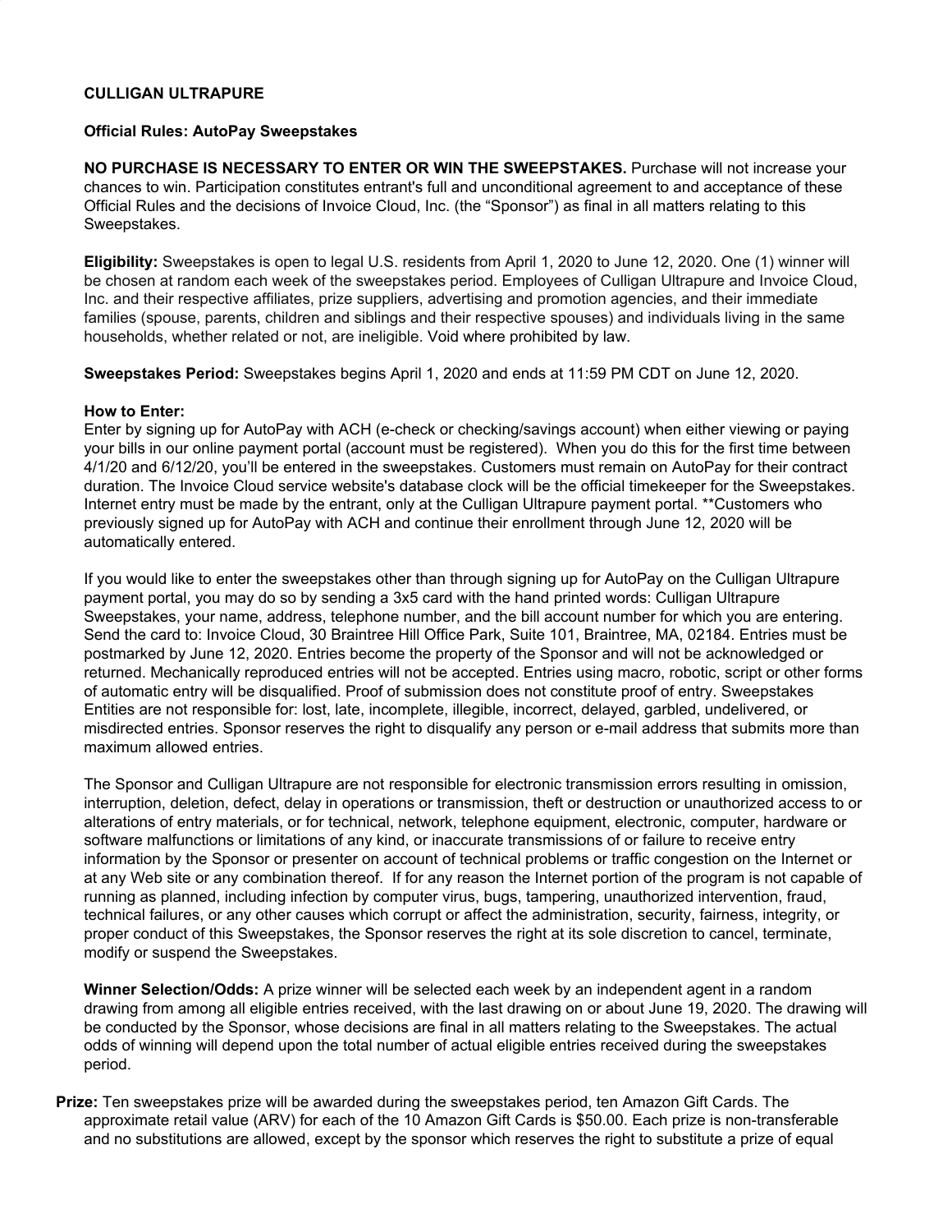**CULLIGAN ULTRAPURE**

**Official Rules: AutoPay Sweepstakes**

**NO PURCHASE IS NECESSARY TO ENTER OR WIN THE SWEEPSTAKES.** Purchase will not increase your chances to win. Participation constitutes entrant's full and unconditional agreement to and acceptance of these Official Rules and the decisions of Invoice Cloud, Inc. (the "Sponsor") as final in all matters relating to this Sweepstakes.

**Eligibility:** Sweepstakes is open to legal U.S. residents from April 1, 2020 to June 12, 2020. One (1) winner will be chosen at random each week of the sweepstakes period. Employees of Culligan Ultrapure and Invoice Cloud, Inc. and their respective affiliates, prize suppliers, advertising and promotion agencies, and their immediate families (spouse, parents, children and siblings and their respective spouses) and individuals living in the same households, whether related or not, are ineligible. Void where prohibited by law.

**Sweepstakes Period:** Sweepstakes begins April 1, 2020 and ends at 11:59 PM CDT on June 12, 2020.

**How to Enter:**
Enter by signing up for AutoPay with ACH (e-check or checking/savings account) when either viewing or paying your bills in our online payment portal (account must be registered). When you do this for the first time between 4/1/20 and 6/12/20, you'll be entered in the sweepstakes. Customers must remain on AutoPay for their contract duration. The Invoice Cloud service website's database clock will be the official timekeeper for the Sweepstakes. Internet entry must be made by the entrant, only at the Culligan Ultrapure payment portal. **Customers who previously signed up for AutoPay with ACH and continue their enrollment through June 12, 2020 will be automatically entered.

If you would like to enter the sweepstakes other than through signing up for AutoPay on the Culligan Ultrapure payment portal, you may do so by sending a 3x5 card with the hand printed words: Culligan Ultrapure Sweepstakes, your name, address, telephone number, and the bill account number for which you are entering. Send the card to: Invoice Cloud, 30 Braintree Hill Office Park, Suite 101, Braintree, MA, 02184. Entries must be postmarked by June 12, 2020. Entries become the property of the Sponsor and will not be acknowledged or returned. Mechanically reproduced entries will not be accepted. Entries using macro, robotic, script or other forms of automatic entry will be disqualified. Proof of submission does not constitute proof of entry. Sweepstakes Entities are not responsible for: lost, late, incomplete, illegible, incorrect, delayed, garbled, undelivered, or misdirected entries. Sponsor reserves the right to disqualify any person or e-mail address that submits more than maximum allowed entries.

The Sponsor and Culligan Ultrapure are not responsible for electronic transmission errors resulting in omission, interruption, deletion, defect, delay in operations or transmission, theft or destruction or unauthorized access to or alterations of entry materials, or for technical, network, telephone equipment, electronic, computer, hardware or software malfunctions or limitations of any kind, or inaccurate transmissions of or failure to receive entry information by the Sponsor or presenter on account of technical problems or traffic congestion on the Internet or at any Web site or any combination thereof. If for any reason the Internet portion of the program is not capable of running as planned, including infection by computer virus, bugs, tampering, unauthorized intervention, fraud, technical failures, or any other causes which corrupt or affect the administration, security, fairness, integrity, or proper conduct of this Sweepstakes, the Sponsor reserves the right at its sole discretion to cancel, terminate, modify or suspend the Sweepstakes.

**Winner Selection/Odds:** A prize winner will be selected each week by an independent agent in a random drawing from among all eligible entries received, with the last drawing on or about June 19, 2020. The drawing will be conducted by the Sponsor, whose decisions are final in all matters relating to the Sweepstakes. The actual odds of winning will depend upon the total number of actual eligible entries received during the sweepstakes period.

**Prize:** Ten sweepstakes prize will be awarded during the sweepstakes period, ten Amazon Gift Cards. The approximate retail value (ARV) for each of the 10 Amazon Gift Cards is $50.00. Each prize is non-transferable and no substitutions are allowed, except by the sponsor which reserves the right to substitute a prize of equal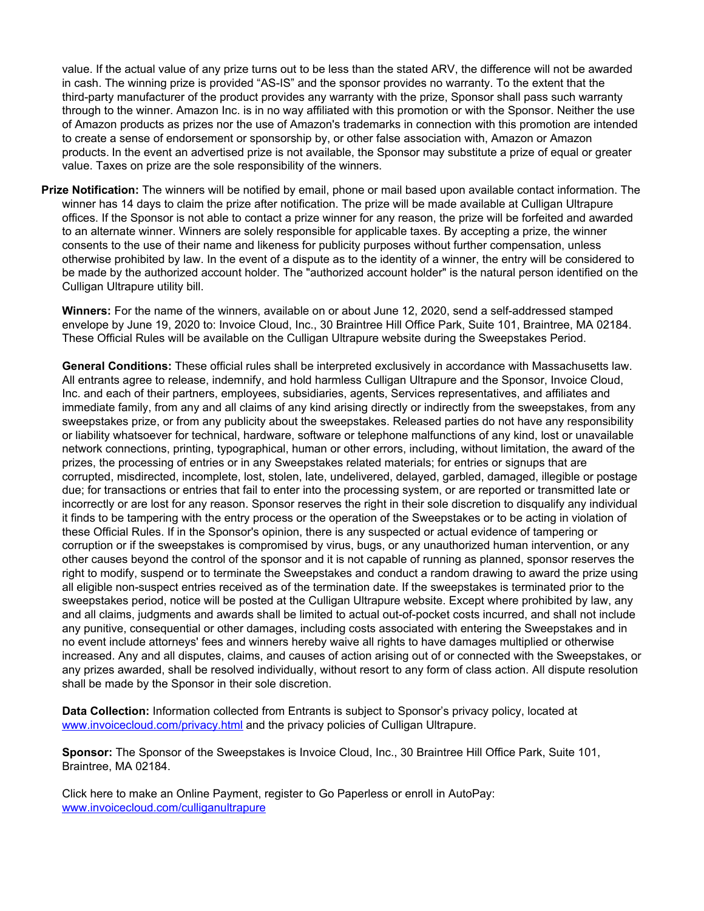value. If the actual value of any prize turns out to be less than the stated ARV, the difference will not be awarded in cash. The winning prize is provided "AS-IS" and the sponsor provides no warranty. To the extent that the third-party manufacturer of the product provides any warranty with the prize, Sponsor shall pass such warranty through to the winner. Amazon Inc. is in no way affiliated with this promotion or with the Sponsor. Neither the use of Amazon products as prizes nor the use of Amazon's trademarks in connection with this promotion are intended to create a sense of endorsement or sponsorship by, or other false association with, Amazon or Amazon products. In the event an advertised prize is not available, the Sponsor may substitute a prize of equal or greater value. Taxes on prize are the sole responsibility of the winners.

**Prize Notification:** The winners will be notified by email, phone or mail based upon available contact information. The winner has 14 days to claim the prize after notification. The prize will be made available at Culligan Ultrapure offices. If the Sponsor is not able to contact a prize winner for any reason, the prize will be forfeited and awarded to an alternate winner. Winners are solely responsible for applicable taxes. By accepting a prize, the winner consents to the use of their name and likeness for publicity purposes without further compensation, unless otherwise prohibited by law. In the event of a dispute as to the identity of a winner, the entry will be considered to be made by the authorized account holder. The "authorized account holder" is the natural person identified on the Culligan Ultrapure utility bill.

**Winners:** For the name of the winners, available on or about June 12, 2020, send a self-addressed stamped envelope by June 19, 2020 to: Invoice Cloud, Inc., 30 Braintree Hill Office Park, Suite 101, Braintree, MA 02184. These Official Rules will be available on the Culligan Ultrapure website during the Sweepstakes Period.

**General Conditions:** These official rules shall be interpreted exclusively in accordance with Massachusetts law. All entrants agree to release, indemnify, and hold harmless Culligan Ultrapure and the Sponsor, Invoice Cloud, Inc. and each of their partners, employees, subsidiaries, agents, Services representatives, and affiliates and immediate family, from any and all claims of any kind arising directly or indirectly from the sweepstakes, from any sweepstakes prize, or from any publicity about the sweepstakes. Released parties do not have any responsibility or liability whatsoever for technical, hardware, software or telephone malfunctions of any kind, lost or unavailable network connections, printing, typographical, human or other errors, including, without limitation, the award of the prizes, the processing of entries or in any Sweepstakes related materials; for entries or signups that are corrupted, misdirected, incomplete, lost, stolen, late, undelivered, delayed, garbled, damaged, illegible or postage due; for transactions or entries that fail to enter into the processing system, or are reported or transmitted late or incorrectly or are lost for any reason. Sponsor reserves the right in their sole discretion to disqualify any individual it finds to be tampering with the entry process or the operation of the Sweepstakes or to be acting in violation of these Official Rules. If in the Sponsor's opinion, there is any suspected or actual evidence of tampering or corruption or if the sweepstakes is compromised by virus, bugs, or any unauthorized human intervention, or any other causes beyond the control of the sponsor and it is not capable of running as planned, sponsor reserves the right to modify, suspend or to terminate the Sweepstakes and conduct a random drawing to award the prize using all eligible non-suspect entries received as of the termination date. If the sweepstakes is terminated prior to the sweepstakes period, notice will be posted at the Culligan Ultrapure website. Except where prohibited by law, any and all claims, judgments and awards shall be limited to actual out-of-pocket costs incurred, and shall not include any punitive, consequential or other damages, including costs associated with entering the Sweepstakes and in no event include attorneys' fees and winners hereby waive all rights to have damages multiplied or otherwise increased. Any and all disputes, claims, and causes of action arising out of or connected with the Sweepstakes, or any prizes awarded, shall be resolved individually, without resort to any form of class action. All dispute resolution shall be made by the Sponsor in their sole discretion.

**Data Collection:** Information collected from Entrants is subject to Sponsor's privacy policy, located at [www.invoicecloud.com/privacy.html](www.invoicecloud.com/privacy.html) and the privacy policies of Culligan Ultrapure.

**Sponsor:** The Sponsor of the Sweepstakes is Invoice Cloud, Inc., 30 Braintree Hill Office Park, Suite 101, Braintree, MA 02184.

Click here to make an Online Payment, register to Go Paperless or enroll in AutoPay: [www.invoicecloud.com/culliganultrapure](www.invoicecloud.com/culliganultrapure)